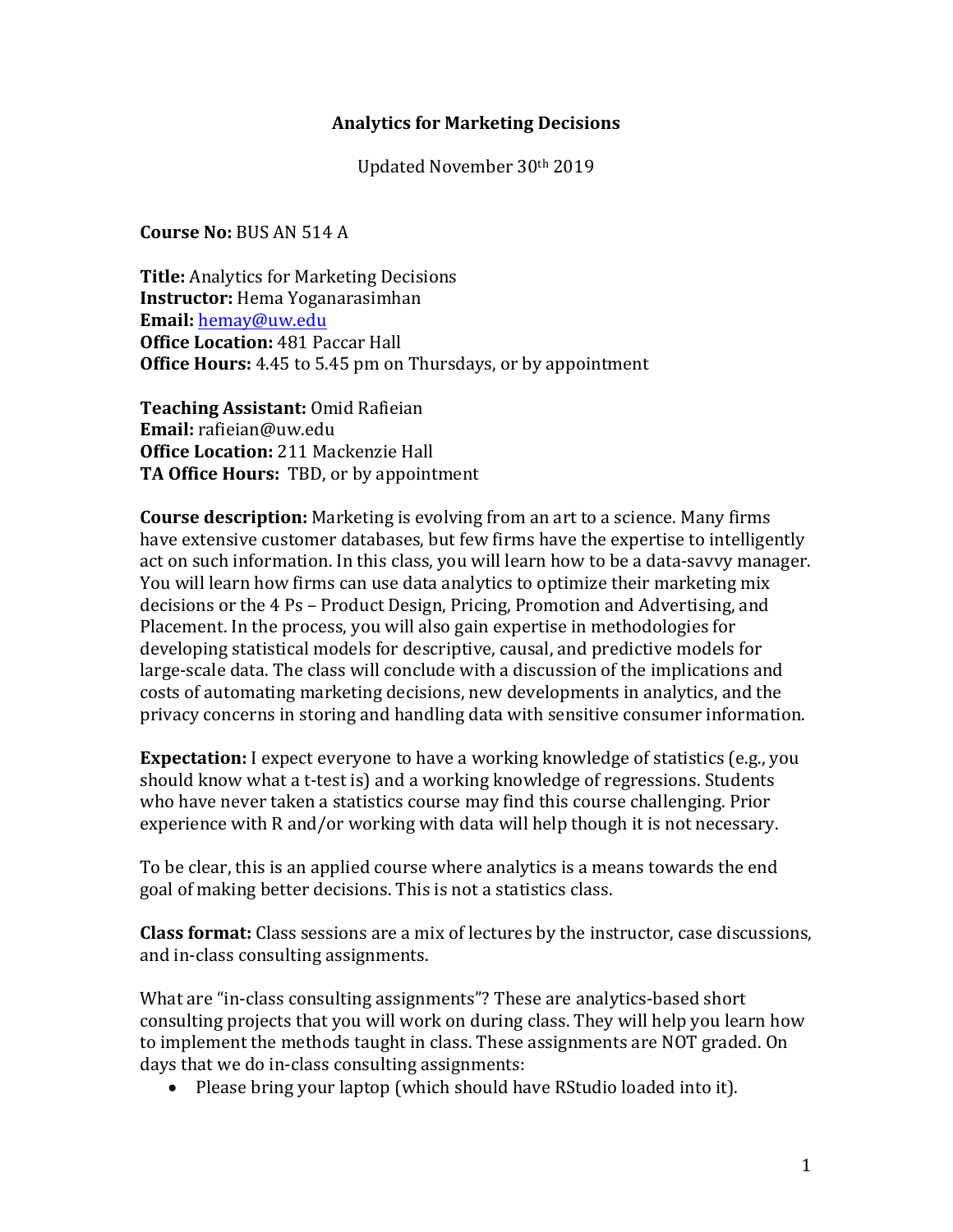# Analytics for Marketing Decisions

Updated November 30th 2019

**Course No:** BUS AN 514 A

**Title:** Analytics for Marketing Decisions
**Instructor:** Hema Yoganarasimhan
**Email:** hemay@uw.edu
**Office Location:** 481 Paccar Hall
**Office Hours:** 4.45 to 5.45 pm on Thursdays, or by appointment

**Teaching Assistant:** Omid Rafieian
**Email:** rafieian@uw.edu
**Office Location:** 211 Mackenzie Hall
**TA Office Hours:** TBD, or by appointment

**Course description:** Marketing is evolving from an art to a science. Many firms have extensive customer databases, but few firms have the expertise to intelligently act on such information. In this class, you will learn how to be a data-savvy manager. You will learn how firms can use data analytics to optimize their marketing mix decisions or the 4 Ps – Product Design, Pricing, Promotion and Advertising, and Placement. In the process, you will also gain expertise in methodologies for developing statistical models for descriptive, causal, and predictive models for large-scale data. The class will conclude with a discussion of the implications and costs of automating marketing decisions, new developments in analytics, and the privacy concerns in storing and handling data with sensitive consumer information.

**Expectation:** I expect everyone to have a working knowledge of statistics (e.g., you should know what a t-test is) and a working knowledge of regressions. Students who have never taken a statistics course may find this course challenging. Prior experience with R and/or working with data will help though it is not necessary.

To be clear, this is an applied course where analytics is a means towards the end goal of making better decisions. This is not a statistics class.

**Class format:** Class sessions are a mix of lectures by the instructor, case discussions, and in-class consulting assignments.

What are "in-class consulting assignments"? These are analytics-based short consulting projects that you will work on during class. They will help you learn how to implement the methods taught in class. These assignments are NOT graded. On days that we do in-class consulting assignments:

- Please bring your laptop (which should have RStudio loaded into it).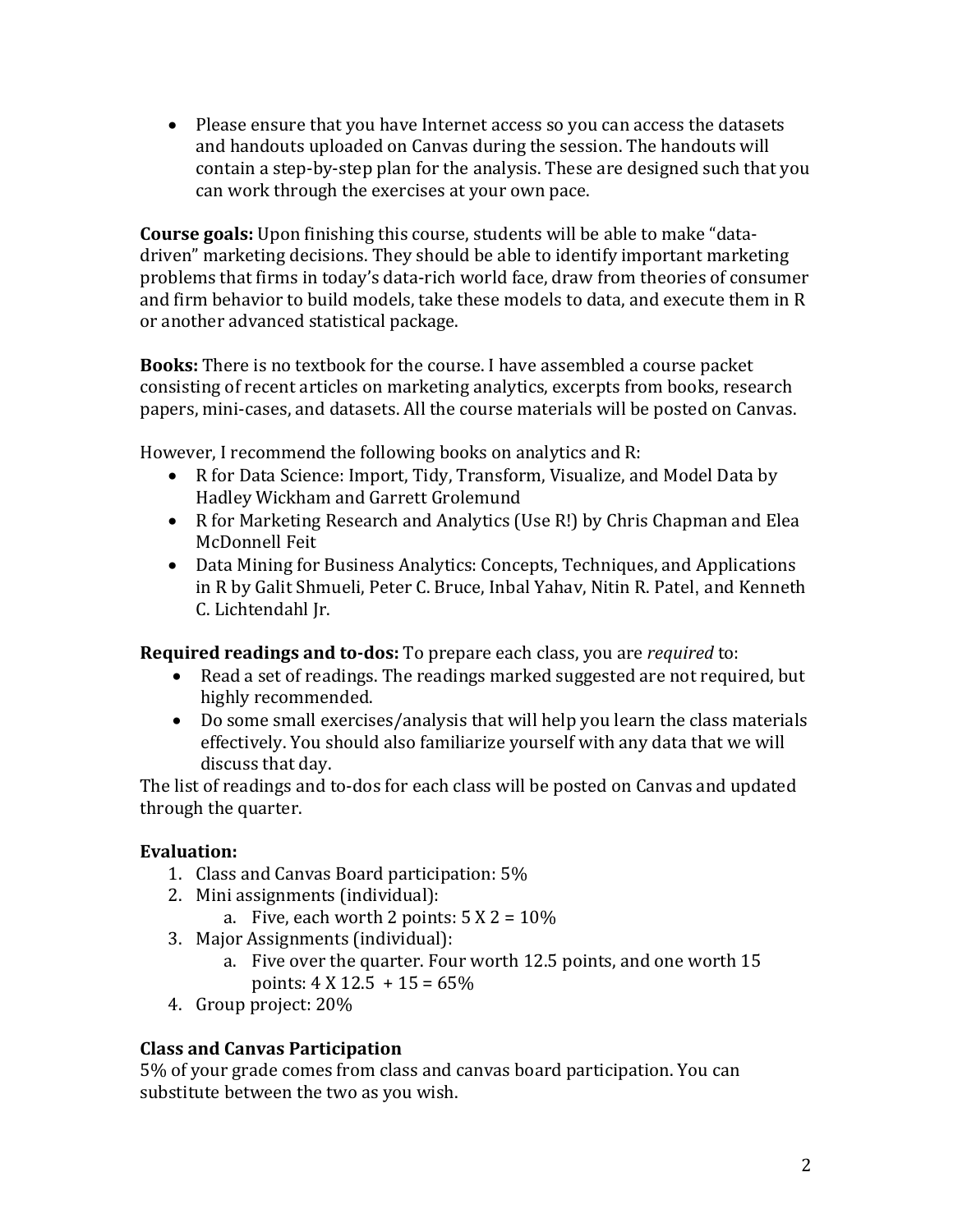- Please ensure that you have Internet access so you can access the datasets and handouts uploaded on Canvas during the session. The handouts will contain a step-by-step plan for the analysis. These are designed such that you can work through the exercises at your own pace.

**Course goals:** Upon finishing this course, students will be able to make "data-driven" marketing decisions. They should be able to identify important marketing problems that firms in today's data-rich world face, draw from theories of consumer and firm behavior to build models, take these models to data, and execute them in R or another advanced statistical package.

**Books:** There is no textbook for the course. I have assembled a course packet consisting of recent articles on marketing analytics, excerpts from books, research papers, mini-cases, and datasets. All the course materials will be posted on Canvas.

However, I recommend the following books on analytics and R:

- R for Data Science: Import, Tidy, Transform, Visualize, and Model Data by Hadley Wickham and Garrett Grolemund
- R for Marketing Research and Analytics (Use R!) by Chris Chapman and Elea McDonnell Feit
- Data Mining for Business Analytics: Concepts, Techniques, and Applications in R by Galit Shmueli, Peter C. Bruce, Inbal Yahav, Nitin R. Patel, and Kenneth C. Lichtendahl Jr.

**Required readings and to-dos:** To prepare each class, you are *required* to:

- Read a set of readings. The readings marked suggested are not required, but highly recommended.
- Do some small exercises/analysis that will help you learn the class materials effectively. You should also familiarize yourself with any data that we will discuss that day.

The list of readings and to-dos for each class will be posted on Canvas and updated through the quarter.

### Evaluation:

1. Class and Canvas Board participation: 5%
2. Mini assignments (individual):
   a. Five, each worth 2 points: 5 X 2 = 10%
3. Major Assignments (individual):
   a. Five over the quarter. Four worth 12.5 points, and one worth 15 points: 4 X 12.5 + 15 = 65%
4. Group project: 20%

### Class and Canvas Participation

5% of your grade comes from class and canvas board participation. You can substitute between the two as you wish.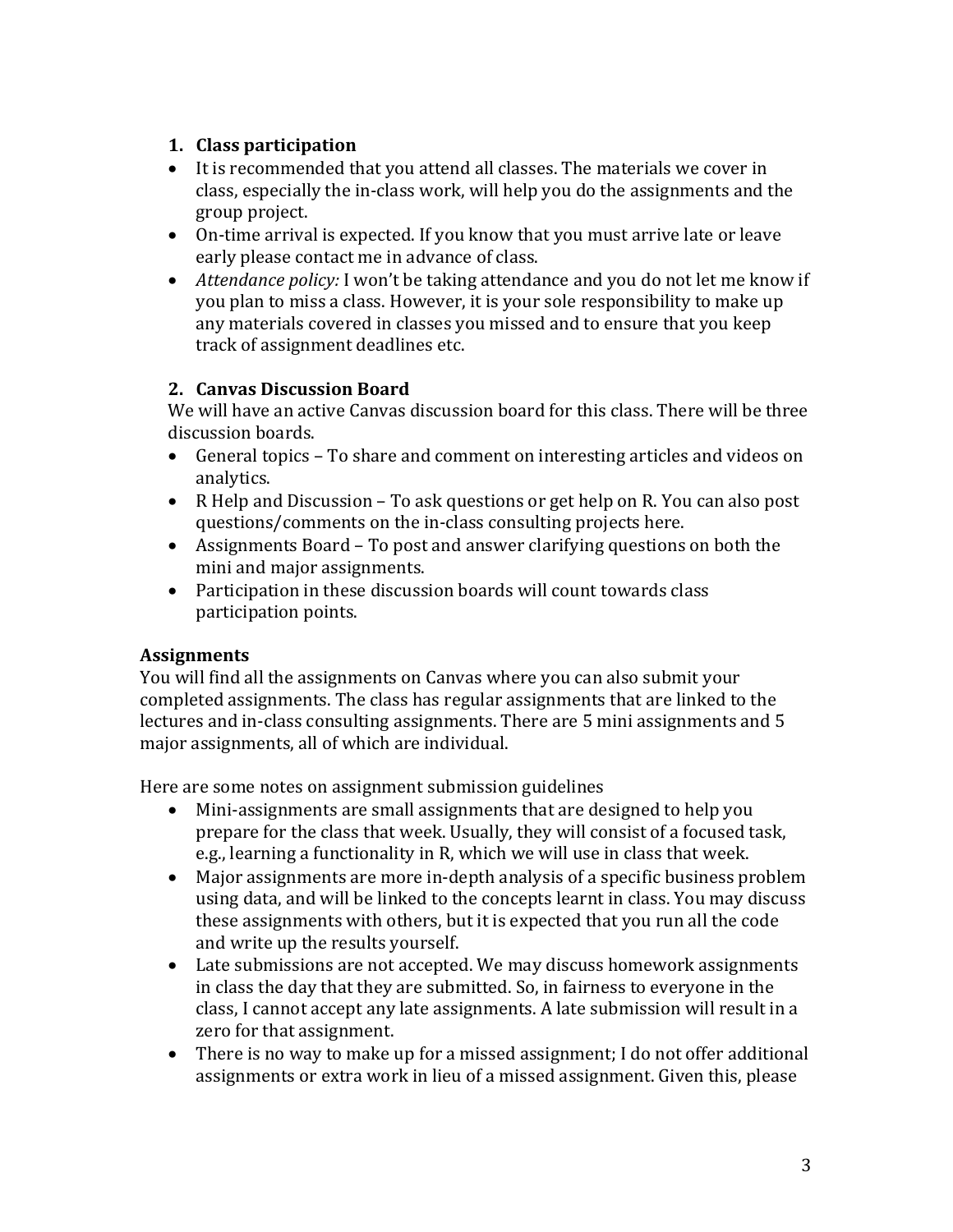1. **Class participation**
- It is recommended that you attend all classes. The materials we cover in class, especially the in-class work, will help you do the assignments and the group project.
- On-time arrival is expected. If you know that you must arrive late or leave early please contact me in advance of class.
- *Attendance policy:* I won't be taking attendance and you do not let me know if you plan to miss a class. However, it is your sole responsibility to make up any materials covered in classes you missed and to ensure that you keep track of assignment deadlines etc.

2. **Canvas Discussion Board**

We will have an active Canvas discussion board for this class. There will be three discussion boards.

- General topics – To share and comment on interesting articles and videos on analytics.
- R Help and Discussion – To ask questions or get help on R. You can also post questions/comments on the in-class consulting projects here.
- Assignments Board – To post and answer clarifying questions on both the mini and major assignments.
- Participation in these discussion boards will count towards class participation points.

**Assignments**

You will find all the assignments on Canvas where you can also submit your completed assignments. The class has regular assignments that are linked to the lectures and in-class consulting assignments. There are 5 mini assignments and 5 major assignments, all of which are individual.

Here are some notes on assignment submission guidelines

- Mini-assignments are small assignments that are designed to help you prepare for the class that week. Usually, they will consist of a focused task, e.g., learning a functionality in R, which we will use in class that week.
- Major assignments are more in-depth analysis of a specific business problem using data, and will be linked to the concepts learnt in class. You may discuss these assignments with others, but it is expected that you run all the code and write up the results yourself.
- Late submissions are not accepted. We may discuss homework assignments in class the day that they are submitted. So, in fairness to everyone in the class, I cannot accept any late assignments. A late submission will result in a zero for that assignment.
- There is no way to make up for a missed assignment; I do not offer additional assignments or extra work in lieu of a missed assignment. Given this, please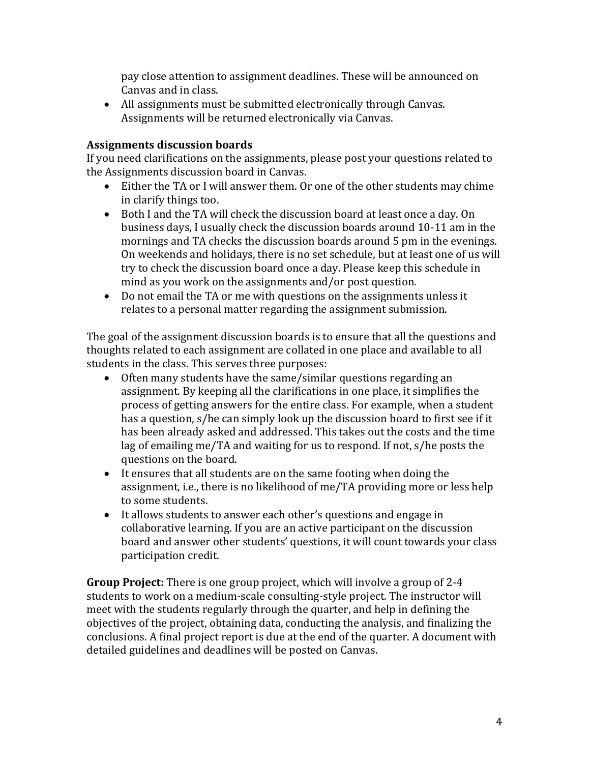pay close attention to assignment deadlines. These will be announced on Canvas and in class.

- All assignments must be submitted electronically through Canvas. Assignments will be returned electronically via Canvas.

### Assignments discussion boards

If you need clarifications on the assignments, please post your questions related to the Assignments discussion board in Canvas.

- Either the TA or I will answer them. Or one of the other students may chime in clarify things too.
- Both I and the TA will check the discussion board at least once a day. On business days, I usually check the discussion boards around 10-11 am in the mornings and TA checks the discussion boards around 5 pm in the evenings. On weekends and holidays, there is no set schedule, but at least one of us will try to check the discussion board once a day. Please keep this schedule in mind as you work on the assignments and/or post question.
- Do not email the TA or me with questions on the assignments unless it relates to a personal matter regarding the assignment submission.

The goal of the assignment discussion boards is to ensure that all the questions and thoughts related to each assignment are collated in one place and available to all students in the class. This serves three purposes:

- Often many students have the same/similar questions regarding an assignment. By keeping all the clarifications in one place, it simplifies the process of getting answers for the entire class. For example, when a student has a question, s/he can simply look up the discussion board to first see if it has been already asked and addressed. This takes out the costs and the time lag of emailing me/TA and waiting for us to respond. If not, s/he posts the questions on the board.
- It ensures that all students are on the same footing when doing the assignment, i.e., there is no likelihood of me/TA providing more or less help to some students.
- It allows students to answer each other's questions and engage in collaborative learning. If you are an active participant on the discussion board and answer other students' questions, it will count towards your class participation credit.

**Group Project:** There is one group project, which will involve a group of 2-4 students to work on a medium-scale consulting-style project. The instructor will meet with the students regularly through the quarter, and help in defining the objectives of the project, obtaining data, conducting the analysis, and finalizing the conclusions. A final project report is due at the end of the quarter. A document with detailed guidelines and deadlines will be posted on Canvas.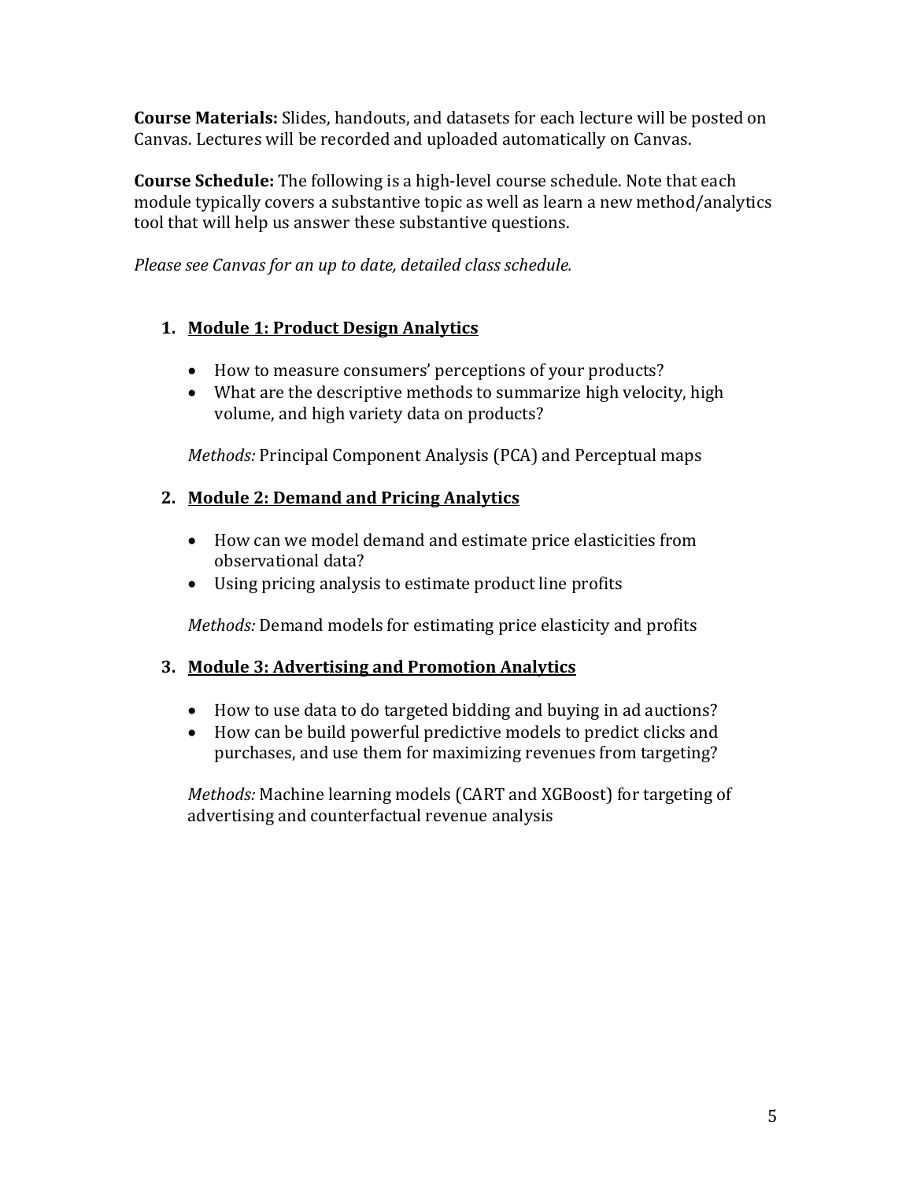**Course Materials:** Slides, handouts, and datasets for each lecture will be posted on Canvas. Lectures will be recorded and uploaded automatically on Canvas.

**Course Schedule:** The following is a high-level course schedule. Note that each module typically covers a substantive topic as well as learn a new method/analytics tool that will help us answer these substantive questions.

*Please see Canvas for an up to date, detailed class schedule.*

1. **Module 1: Product Design Analytics**

   - How to measure consumers' perceptions of your products?
   - What are the descriptive methods to summarize high velocity, high volume, and high variety data on products?

   *Methods:* Principal Component Analysis (PCA) and Perceptual maps

2. **Module 2: Demand and Pricing Analytics**

   - How can we model demand and estimate price elasticities from observational data?
   - Using pricing analysis to estimate product line profits

   *Methods:* Demand models for estimating price elasticity and profits

3. **Module 3: Advertising and Promotion Analytics**

   - How to use data to do targeted bidding and buying in ad auctions?
   - How can be build powerful predictive models to predict clicks and purchases, and use them for maximizing revenues from targeting?

   *Methods:* Machine learning models (CART and XGBoost) for targeting of advertising and counterfactual revenue analysis